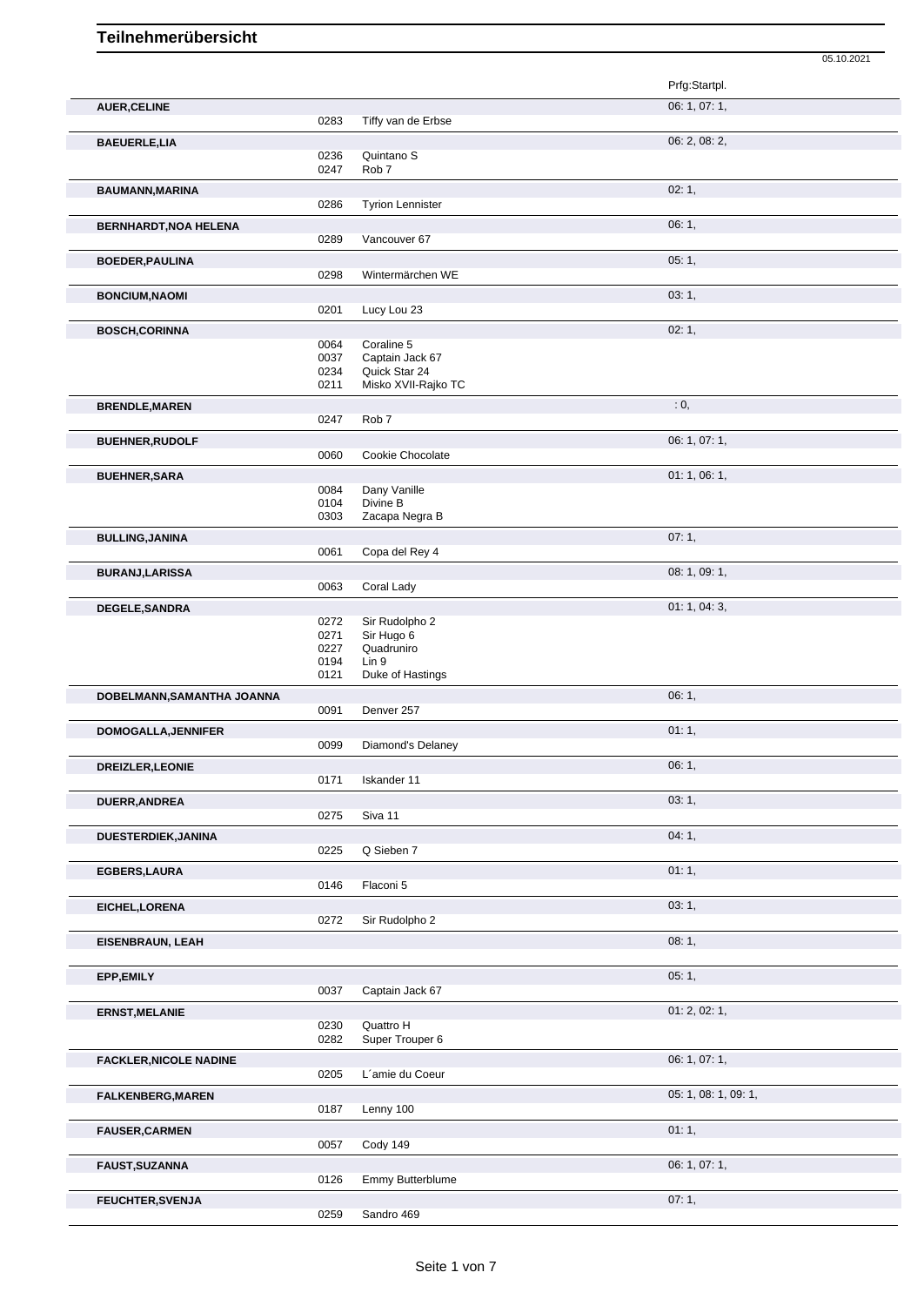# Teilnehmerübersicht

05.10.2021

| Name | Nr. | Pferd | Prfg:Startpl. |
|---|---|---|---|
| **AUER,CELINE** | | | 06: 1, 07: 1, |
| | 0283 | Tiffy van de Erbse | |
| **BAEUERLE,LIA** | | | 06: 2, 08: 2, |
| | 0236 | Quintano S | |
| | 0247 | Rob 7 | |
| **BAUMANN,MARINA** | | | 02: 1, |
| | 0286 | Tyrion Lennister | |
| **BERNHARDT,NOA HELENA** | | | 06: 1, |
| | 0289 | Vancouver 67 | |
| **BOEDER,PAULINA** | | | 05: 1, |
| | 0298 | Wintermärchen WE | |
| **BONCIUM,NAOMI** | | | 03: 1, |
| | 0201 | Lucy Lou 23 | |
| **BOSCH,CORINNA** | | | 02: 1, |
| | 0064 | Coraline 5 | |
| | 0037 | Captain Jack 67 | |
| | 0234 | Quick Star 24 | |
| | 0211 | Misko XVII-Rajko TC | |
| **BRENDLE,MAREN** | | | : 0, |
| | 0247 | Rob 7 | |
| **BUEHNER,RUDOLF** | | | 06: 1, 07: 1, |
| | 0060 | Cookie Chocolate | |
| **BUEHNER,SARA** | | | 01: 1, 06: 1, |
| | 0084 | Dany Vanille | |
| | 0104 | Divine B | |
| | 0303 | Zacapa Negra B | |
| **BULLING,JANINA** | | | 07: 1, |
| | 0061 | Copa del Rey 4 | |
| **BURANJ,LARISSA** | | | 08: 1, 09: 1, |
| | 0063 | Coral Lady | |
| **DEGELE,SANDRA** | | | 01: 1, 04: 3, |
| | 0272 | Sir Rudolpho 2 | |
| | 0271 | Sir Hugo 6 | |
| | 0227 | Quadruniro | |
| | 0194 | Lin 9 | |
| | 0121 | Duke of Hastings | |
| **DOBELMANN,SAMANTHA JOANNA** | | | 06: 1, |
| | 0091 | Denver 257 | |
| **DOMOGALLA,JENNIFER** | | | 01: 1, |
| | 0099 | Diamond's Delaney | |
| **DREIZLER,LEONIE** | | | 06: 1, |
| | 0171 | Iskander 11 | |
| **DUERR,ANDREA** | | | 03: 1, |
| | 0275 | Siva 11 | |
| **DUESTERDIEK,JANINA** | | | 04: 1, |
| | 0225 | Q Sieben 7 | |
| **EGBERS,LAURA** | | | 01: 1, |
| | 0146 | Flaconi 5 | |
| **EICHEL,LORENA** | | | 03: 1, |
| | 0272 | Sir Rudolpho 2 | |
| **EISENBRAUN, LEAH** | | | 08: 1, |
| **EPP,EMILY** | | | 05: 1, |
| | 0037 | Captain Jack 67 | |
| **ERNST,MELANIE** | | | 01: 2, 02: 1, |
| | 0230 | Quattro H | |
| | 0282 | Super Trouper 6 | |
| **FACKLER,NICOLE NADINE** | | | 06: 1, 07: 1, |
| | 0205 | L´amie du Coeur | |
| **FALKENBERG,MAREN** | | | 05: 1, 08: 1, 09: 1, |
| | 0187 | Lenny 100 | |
| **FAUSER,CARMEN** | | | 01: 1, |
| | 0057 | Cody 149 | |
| **FAUST,SUZANNA** | | | 06: 1, 07: 1, |
| | 0126 | Emmy Butterblume | |
| **FEUCHTER,SVENJA** | | | 07: 1, |
| | 0259 | Sandro 469 | |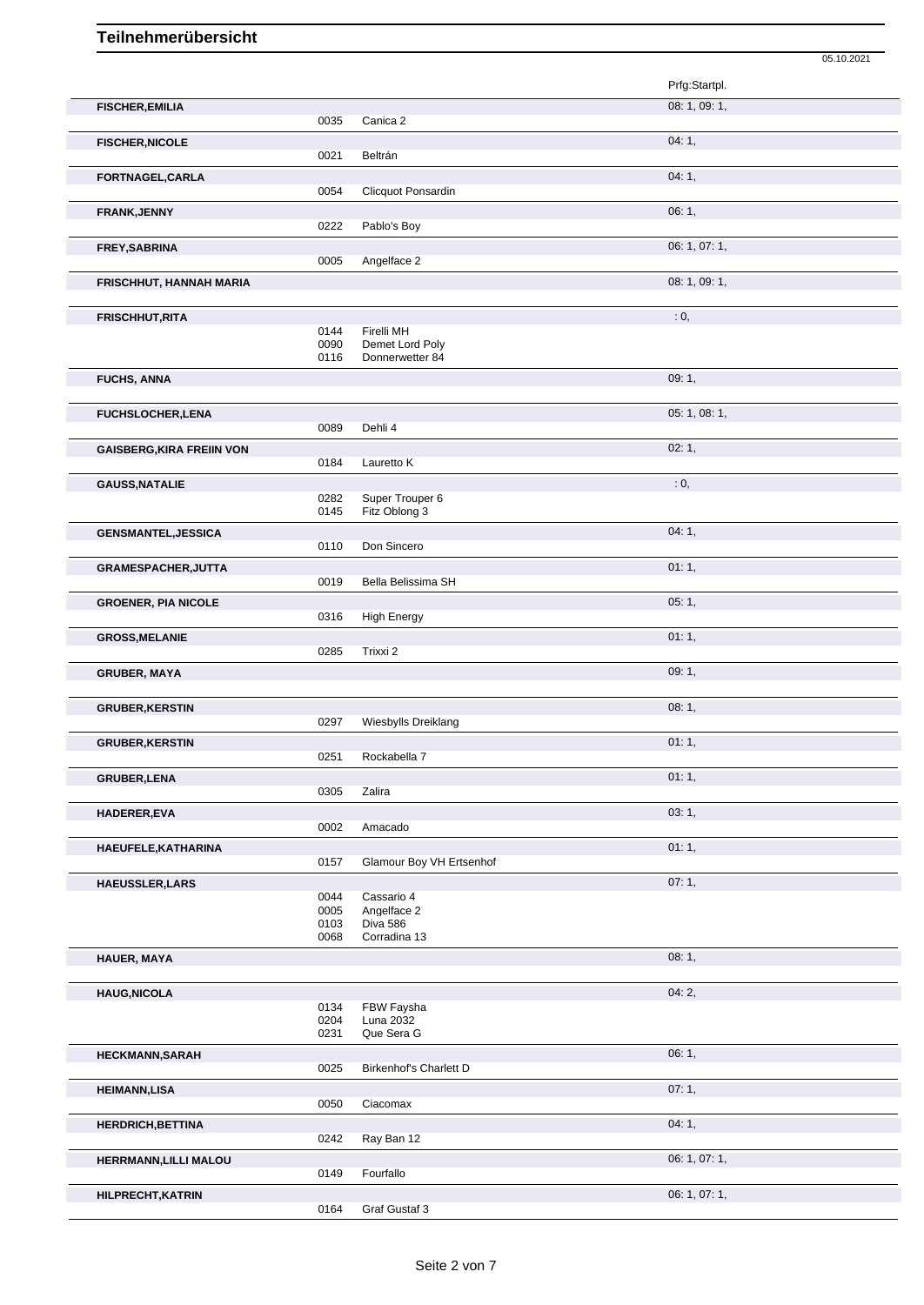# Teilnehmerübersicht

05.10.2021

| Name | Nr. | Pferd | Prfg:Startpl. |
|---|---|---|---|
| **FISCHER,EMILIA** | | | 08: 1, 09: 1, |
| | 0035 | Canica 2 | |
| **FISCHER,NICOLE** | | | 04: 1, |
| | 0021 | Beltrán | |
| **FORTNAGEL,CARLA** | | | 04: 1, |
| | 0054 | Clicquot Ponsardin | |
| **FRANK,JENNY** | | | 06: 1, |
| | 0222 | Pablo's Boy | |
| **FREY,SABRINA** | | | 06: 1, 07: 1, |
| | 0005 | Angelface 2 | |
| **FRISCHHUT, HANNAH MARIA** | | | 08: 1, 09: 1, |
| **FRISCHHUT,RITA** | | | : 0, |
| | 0144 | Firelli MH | |
| | 0090 | Demet Lord Poly | |
| | 0116 | Donnerwetter 84 | |
| **FUCHS, ANNA** | | | 09: 1, |
| **FUCHSLOCHER,LENA** | | | 05: 1, 08: 1, |
| | 0089 | Dehli 4 | |
| **GAISBERG,KIRA FREIIN VON** | | | 02: 1, |
| | 0184 | Lauretto K | |
| **GAUSS,NATALIE** | | | : 0, |
| | 0282 | Super Trouper 6 | |
| | 0145 | Fitz Oblong 3 | |
| **GENSMANTEL,JESSICA** | | | 04: 1, |
| | 0110 | Don Sincero | |
| **GRAMESPACHER,JUTTA** | | | 01: 1, |
| | 0019 | Bella Belissima SH | |
| **GROENER, PIA NICOLE** | | | 05: 1, |
| | 0316 | High Energy | |
| **GROSS,MELANIE** | | | 01: 1, |
| | 0285 | Trixxi 2 | |
| **GRUBER, MAYA** | | | 09: 1, |
| **GRUBER,KERSTIN** | | | 08: 1, |
| | 0297 | Wiesbylls Dreiklang | |
| **GRUBER,KERSTIN** | | | 01: 1, |
| | 0251 | Rockabella 7 | |
| **GRUBER,LENA** | | | 01: 1, |
| | 0305 | Zalira | |
| **HADERER,EVA** | | | 03: 1, |
| | 0002 | Amacado | |
| **HAEUFELE,KATHARINA** | | | 01: 1, |
| | 0157 | Glamour Boy VH Ertsenhof | |
| **HAEUSSLER,LARS** | | | 07: 1, |
| | 0044 | Cassario 4 | |
| | 0005 | Angelface 2 | |
| | 0103 | Diva 586 | |
| | 0068 | Corradina 13 | |
| **HAUER, MAYA** | | | 08: 1, |
| **HAUG,NICOLA** | | | 04: 2, |
| | 0134 | FBW Faysha | |
| | 0204 | Luna 2032 | |
| | 0231 | Que Sera G | |
| **HECKMANN,SARAH** | | | 06: 1, |
| | 0025 | Birkenhof's Charlett D | |
| **HEIMANN,LISA** | | | 07: 1, |
| | 0050 | Ciacomax | |
| **HERDRICH,BETTINA** | | | 04: 1, |
| | 0242 | Ray Ban 12 | |
| **HERRMANN,LILLI MALOU** | | | 06: 1, 07: 1, |
| | 0149 | Fourfallo | |
| **HILPRECHT,KATRIN** | | | 06: 1, 07: 1, |
| | 0164 | Graf Gustaf 3 | |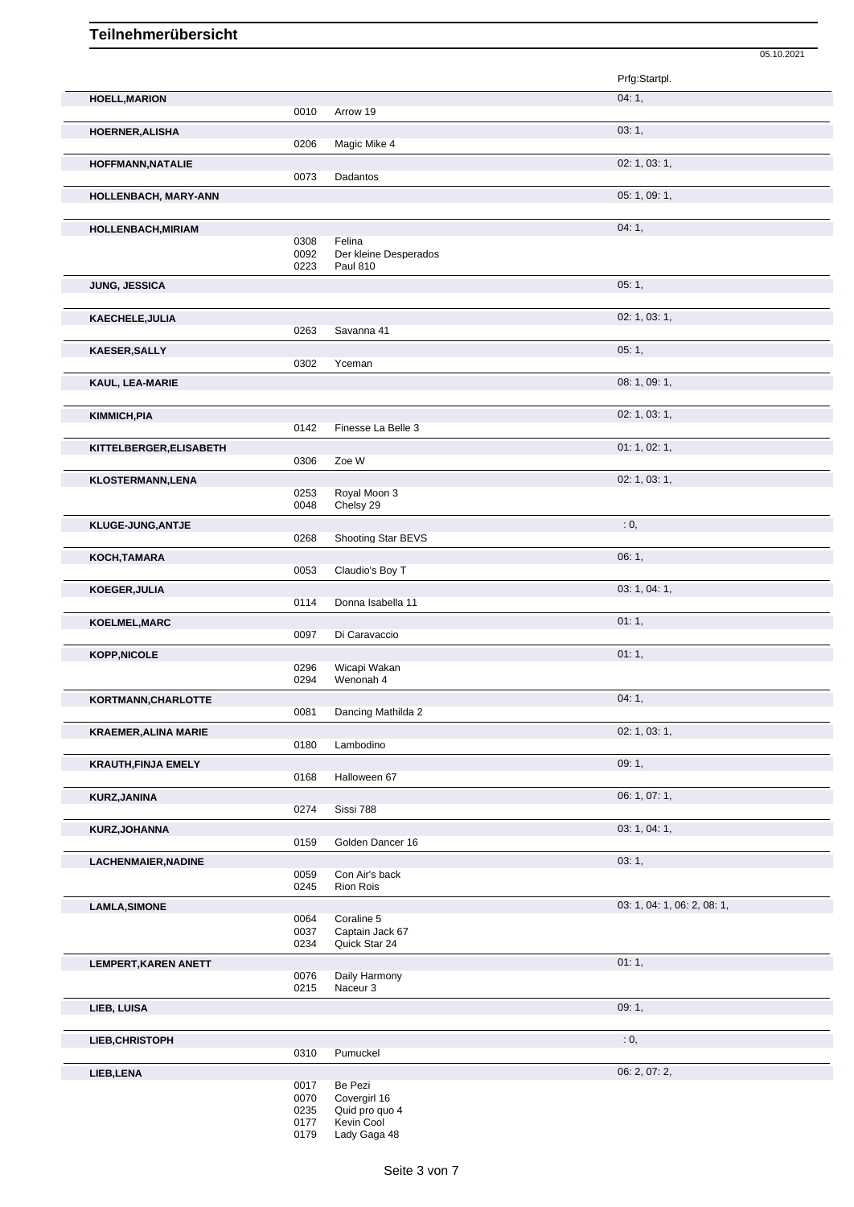# Teilnehmerübersicht

05.10.2021

| Teilnehmer | Nr. | Pferd | Prfg:Startpl. |
|---|---|---|---|
| **HOELL,MARION** | | | 04: 1, |
| | 0010 | Arrow 19 | |
| **HOERNER,ALISHA** | | | 03: 1, |
| | 0206 | Magic Mike 4 | |
| **HOFFMANN,NATALIE** | | | 02: 1, 03: 1, |
| | 0073 | Dadantos | |
| **HOLLENBACH, MARY-ANN** | | | 05: 1, 09: 1, |
| **HOLLENBACH,MIRIAM** | | | 04: 1, |
| | 0308 | Felina | |
| | 0092 | Der kleine Desperados | |
| | 0223 | Paul 810 | |
| **JUNG, JESSICA** | | | 05: 1, |
| **KAECHELE,JULIA** | | | 02: 1, 03: 1, |
| | 0263 | Savanna 41 | |
| **KAESER,SALLY** | | | 05: 1, |
| | 0302 | Yceman | |
| **KAUL, LEA-MARIE** | | | 08: 1, 09: 1, |
| **KIMMICH,PIA** | | | 02: 1, 03: 1, |
| | 0142 | Finesse La Belle 3 | |
| **KITTELBERGER,ELISABETH** | | | 01: 1, 02: 1, |
| | 0306 | Zoe W | |
| **KLOSTERMANN,LENA** | | | 02: 1, 03: 1, |
| | 0253 | Royal Moon 3 | |
| | 0048 | Chelsy 29 | |
| **KLUGE-JUNG,ANTJE** | | | : 0, |
| | 0268 | Shooting Star BEVS | |
| **KOCH,TAMARA** | | | 06: 1, |
| | 0053 | Claudio's Boy T | |
| **KOEGER,JULIA** | | | 03: 1, 04: 1, |
| | 0114 | Donna Isabella 11 | |
| **KOELMEL,MARC** | | | 01: 1, |
| | 0097 | Di Caravaccio | |
| **KOPP,NICOLE** | | | 01: 1, |
| | 0296 | Wicapi Wakan | |
| | 0294 | Wenonah 4 | |
| **KORTMANN,CHARLOTTE** | | | 04: 1, |
| | 0081 | Dancing Mathilda 2 | |
| **KRAEMER,ALINA MARIE** | | | 02: 1, 03: 1, |
| | 0180 | Lambodino | |
| **KRAUTH,FINJA EMELY** | | | 09: 1, |
| | 0168 | Halloween 67 | |
| **KURZ,JANINA** | | | 06: 1, 07: 1, |
| | 0274 | Sissi 788 | |
| **KURZ,JOHANNA** | | | 03: 1, 04: 1, |
| | 0159 | Golden Dancer 16 | |
| **LACHENMAIER,NADINE** | | | 03: 1, |
| | 0059 | Con Air's back | |
| | 0245 | Rion Rois | |
| **LAMLA,SIMONE** | | | 03: 1, 04: 1, 06: 2, 08: 1, |
| | 0064 | Coraline 5 | |
| | 0037 | Captain Jack 67 | |
| | 0234 | Quick Star 24 | |
| **LEMPERT,KAREN ANETT** | | | 01: 1, |
| | 0076 | Daily Harmony | |
| | 0215 | Naceur 3 | |
| **LIEB, LUISA** | | | 09: 1, |
| **LIEB,CHRISTOPH** | | | : 0, |
| | 0310 | Pumuckel | |
| **LIEB,LENA** | | | 06: 2, 07: 2, |
| | 0017 | Be Pezi | |
| | 0070 | Covergirl 16 | |
| | 0235 | Quid pro quo 4 | |
| | 0177 | Kevin Cool | |
| | 0179 | Lady Gaga 48 | |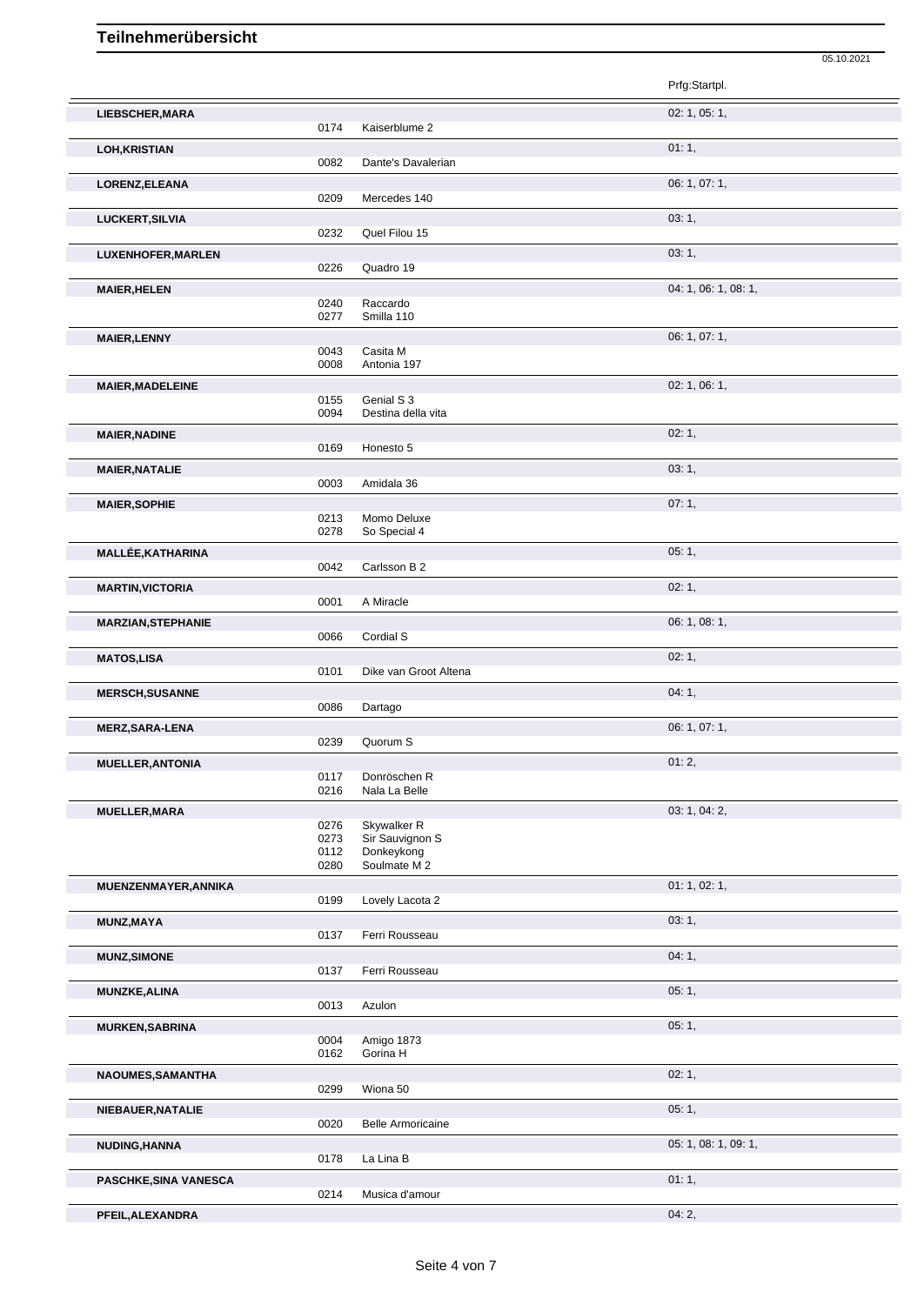# Teilnehmerübersicht

05.10.2021

| Teilnehmer | Nr. | Pferd | Prfg:Startpl. |
|---|---|---|---|
| **LIEBSCHER,MARA** | | | 02: 1, 05: 1, |
| | 0174 | Kaiserblume 2 | |
| **LOH,KRISTIAN** | | | 01: 1, |
| | 0082 | Dante's Davalerian | |
| **LORENZ,ELEANA** | | | 06: 1, 07: 1, |
| | 0209 | Mercedes 140 | |
| **LUCKERT,SILVIA** | | | 03: 1, |
| | 0232 | Quel Filou 15 | |
| **LUXENHOFER,MARLEN** | | | 03: 1, |
| | 0226 | Quadro 19 | |
| **MAIER,HELEN** | | | 04: 1, 06: 1, 08: 1, |
| | 0240 | Raccardo | |
| | 0277 | Smilla 110 | |
| **MAIER,LENNY** | | | 06: 1, 07: 1, |
| | 0043 | Casita M | |
| | 0008 | Antonia 197 | |
| **MAIER,MADELEINE** | | | 02: 1, 06: 1, |
| | 0155 | Genial S 3 | |
| | 0094 | Destina della vita | |
| **MAIER,NADINE** | | | 02: 1, |
| | 0169 | Honesto 5 | |
| **MAIER,NATALIE** | | | 03: 1, |
| | 0003 | Amidala 36 | |
| **MAIER,SOPHIE** | | | 07: 1, |
| | 0213 | Momo Deluxe | |
| | 0278 | So Special 4 | |
| **MALLÉE,KATHARINA** | | | 05: 1, |
| | 0042 | Carlsson B 2 | |
| **MARTIN,VICTORIA** | | | 02: 1, |
| | 0001 | A Miracle | |
| **MARZIAN,STEPHANIE** | | | 06: 1, 08: 1, |
| | 0066 | Cordial S | |
| **MATOS,LISA** | | | 02: 1, |
| | 0101 | Dike van Groot Altena | |
| **MERSCH,SUSANNE** | | | 04: 1, |
| | 0086 | Dartago | |
| **MERZ,SARA-LENA** | | | 06: 1, 07: 1, |
| | 0239 | Quorum S | |
| **MUELLER,ANTONIA** | | | 01: 2, |
| | 0117 | Donröschen R | |
| | 0216 | Nala La Belle | |
| **MUELLER,MARA** | | | 03: 1, 04: 2, |
| | 0276 | Skywalker R | |
| | 0273 | Sir Sauvignon S | |
| | 0112 | Donkeykong | |
| | 0280 | Soulmate M 2 | |
| **MUENZENMAYER,ANNIKA** | | | 01: 1, 02: 1, |
| | 0199 | Lovely Lacota 2 | |
| **MUNZ,MAYA** | | | 03: 1, |
| | 0137 | Ferri Rousseau | |
| **MUNZ,SIMONE** | | | 04: 1, |
| | 0137 | Ferri Rousseau | |
| **MUNZKE,ALINA** | | | 05: 1, |
| | 0013 | Azulon | |
| **MURKEN,SABRINA** | | | 05: 1, |
| | 0004 | Amigo 1873 | |
| | 0162 | Gorina H | |
| **NAOUMES,SAMANTHA** | | | 02: 1, |
| | 0299 | Wiona 50 | |
| **NIEBAUER,NATALIE** | | | 05: 1, |
| | 0020 | Belle Armoricaine | |
| **NUDING,HANNA** | | | 05: 1, 08: 1, 09: 1, |
| | 0178 | La Lina B | |
| **PASCHKE,SINA VANESCA** | | | 01: 1, |
| | 0214 | Musica d'amour | |
| **PFEIL,ALEXANDRA** | | | 04: 2, |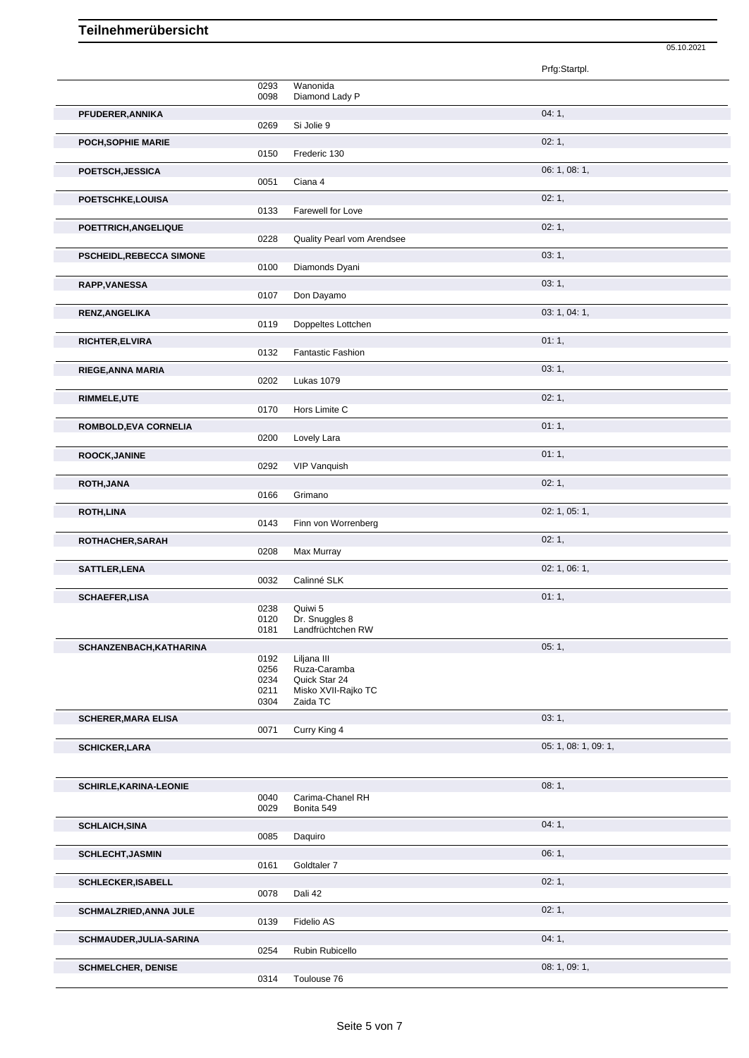# Teilnehmerübersicht

05.10.2021

| Name | Nr. | Pferd | Prfg:Startpl. |
|---|---|---|---|
| | 0293 | Wanonida | |
| | 0098 | Diamond Lady P | |
| **PFUDERER,ANNIKA** | | | 04: 1, |
| | 0269 | Si Jolie 9 | |
| **POCH,SOPHIE MARIE** | | | 02: 1, |
| | 0150 | Frederic 130 | |
| **POETSCH,JESSICA** | | | 06: 1, 08: 1, |
| | 0051 | Ciana 4 | |
| **POETSCHKE,LOUISA** | | | 02: 1, |
| | 0133 | Farewell for Love | |
| **POETTRICH,ANGELIQUE** | | | 02: 1, |
| | 0228 | Quality Pearl vom Arendsee | |
| **PSCHEIDL,REBECCA SIMONE** | | | 03: 1, |
| | 0100 | Diamonds Dyani | |
| **RAPP,VANESSA** | | | 03: 1, |
| | 0107 | Don Dayamo | |
| **RENZ,ANGELIKA** | | | 03: 1, 04: 1, |
| | 0119 | Doppeltes Lottchen | |
| **RICHTER,ELVIRA** | | | 01: 1, |
| | 0132 | Fantastic Fashion | |
| **RIEGE,ANNA MARIA** | | | 03: 1, |
| | 0202 | Lukas 1079 | |
| **RIMMELE,UTE** | | | 02: 1, |
| | 0170 | Hors Limite C | |
| **ROMBOLD,EVA CORNELIA** | | | 01: 1, |
| | 0200 | Lovely Lara | |
| **ROOCK,JANINE** | | | 01: 1, |
| | 0292 | VIP Vanquish | |
| **ROTH,JANA** | | | 02: 1, |
| | 0166 | Grimano | |
| **ROTH,LINA** | | | 02: 1, 05: 1, |
| | 0143 | Finn von Worrenberg | |
| **ROTHACHER,SARAH** | | | 02: 1, |
| | 0208 | Max Murray | |
| **SATTLER,LENA** | | | 02: 1, 06: 1, |
| | 0032 | Calinné SLK | |
| **SCHAEFER,LISA** | | | 01: 1, |
| | 0238 | Quiwi 5 | |
| | 0120 | Dr. Snuggles 8 | |
| | 0181 | Landfrüchtchen RW | |
| **SCHANZENBACH,KATHARINA** | | | 05: 1, |
| | 0192 | Liljana III | |
| | 0256 | Ruza-Caramba | |
| | 0234 | Quick Star 24 | |
| | 0211 | Misko XVII-Rajko TC | |
| | 0304 | Zaida TC | |
| **SCHERER,MARA ELISA** | | | 03: 1, |
| | 0071 | Curry King 4 | |
| **SCHICKER,LARA** | | | 05: 1, 08: 1, 09: 1, |
| **SCHIRLE,KARINA-LEONIE** | | | 08: 1, |
| | 0040 | Carima-Chanel RH | |
| | 0029 | Bonita 549 | |
| **SCHLAICH,SINA** | | | 04: 1, |
| | 0085 | Daquiro | |
| **SCHLECHT,JASMIN** | | | 06: 1, |
| | 0161 | Goldtaler 7 | |
| **SCHLECKER,ISABELL** | | | 02: 1, |
| | 0078 | Dali 42 | |
| **SCHMALZRIED,ANNA JULE** | | | 02: 1, |
| | 0139 | Fidelio AS | |
| **SCHMAUDER,JULIA-SARINA** | | | 04: 1, |
| | 0254 | Rubin Rubicello | |
| **SCHMELCHER, DENISE** | | | 08: 1, 09: 1, |
| | 0314 | Toulouse 76 | |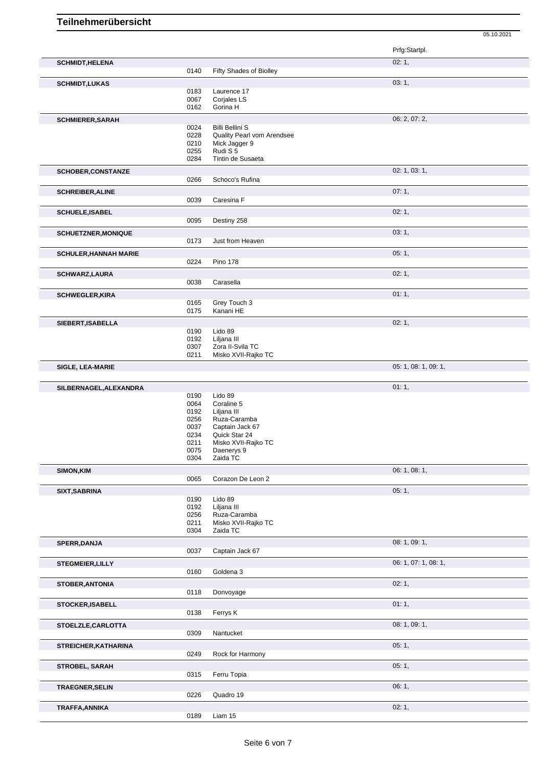# Teilnehmerübersicht

05.10.2021

| Teilnehmer | Nr. | Pferd | Prfg:Startpl. |
|---|---|---|---|
| **SCHMIDT,HELENA** | | | 02: 1, |
| | 0140 | Fifty Shades of Biolley | |
| **SCHMIDT,LUKAS** | | | 03: 1, |
| | 0183 | Laurence 17 | |
| | 0067 | Corjales LS | |
| | 0162 | Gorina H | |
| **SCHMIERER,SARAH** | | | 06: 2, 07: 2, |
| | 0024 | Billi Bellini S | |
| | 0228 | Quality Pearl vom Arendsee | |
| | 0210 | Mick Jagger 9 | |
| | 0255 | Rudi S 5 | |
| | 0284 | Tintin de Susaeta | |
| **SCHOBER,CONSTANZE** | | | 02: 1, 03: 1, |
| | 0266 | Schoco's Rufina | |
| **SCHREIBER,ALINE** | | | 07: 1, |
| | 0039 | Caresina F | |
| **SCHUELE,ISABEL** | | | 02: 1, |
| | 0095 | Destiny 258 | |
| **SCHUETZNER,MONIQUE** | | | 03: 1, |
| | 0173 | Just from Heaven | |
| **SCHULER,HANNAH MARIE** | | | 05: 1, |
| | 0224 | Pino 178 | |
| **SCHWARZ,LAURA** | | | 02: 1, |
| | 0038 | Carasella | |
| **SCHWEGLER,KIRA** | | | 01: 1, |
| | 0165 | Grey Touch 3 | |
| | 0175 | Kanani HE | |
| **SIEBERT,ISABELLA** | | | 02: 1, |
| | 0190 | Lido 89 | |
| | 0192 | Liljana III | |
| | 0307 | Zora II-Svila TC | |
| | 0211 | Misko XVII-Rajko TC | |
| **SIGLE, LEA-MARIE** | | | 05: 1, 08: 1, 09: 1, |
| **SILBERNAGEL,ALEXANDRA** | | | 01: 1, |
| | 0190 | Lido 89 | |
| | 0064 | Coraline 5 | |
| | 0192 | Liljana III | |
| | 0256 | Ruza-Caramba | |
| | 0037 | Captain Jack 67 | |
| | 0234 | Quick Star 24 | |
| | 0211 | Misko XVII-Rajko TC | |
| | 0075 | Daenerys 9 | |
| | 0304 | Zaida TC | |
| **SIMON,KIM** | | | 06: 1, 08: 1, |
| | 0065 | Corazon De Leon 2 | |
| **SIXT,SABRINA** | | | 05: 1, |
| | 0190 | Lido 89 | |
| | 0192 | Liljana III | |
| | 0256 | Ruza-Caramba | |
| | 0211 | Misko XVII-Rajko TC | |
| | 0304 | Zaida TC | |
| **SPERR,DANJA** | | | 08: 1, 09: 1, |
| | 0037 | Captain Jack 67 | |
| **STEGMEIER,LILLY** | | | 06: 1, 07: 1, 08: 1, |
| | 0160 | Goldena 3 | |
| **STOBER,ANTONIA** | | | 02: 1, |
| | 0118 | Donvoyage | |
| **STOCKER,ISABELL** | | | 01: 1, |
| | 0138 | Ferrys K | |
| **STOELZLE,CARLOTTA** | | | 08: 1, 09: 1, |
| | 0309 | Nantucket | |
| **STREICHER,KATHARINA** | | | 05: 1, |
| | 0249 | Rock for Harmony | |
| **STROBEL, SARAH** | | | 05: 1, |
| | 0315 | Ferru Topia | |
| **TRAEGNER,SELIN** | | | 06: 1, |
| | 0226 | Quadro 19 | |
| **TRAFFA,ANNIKA** | | | 02: 1, |
| | 0189 | Liam 15 | |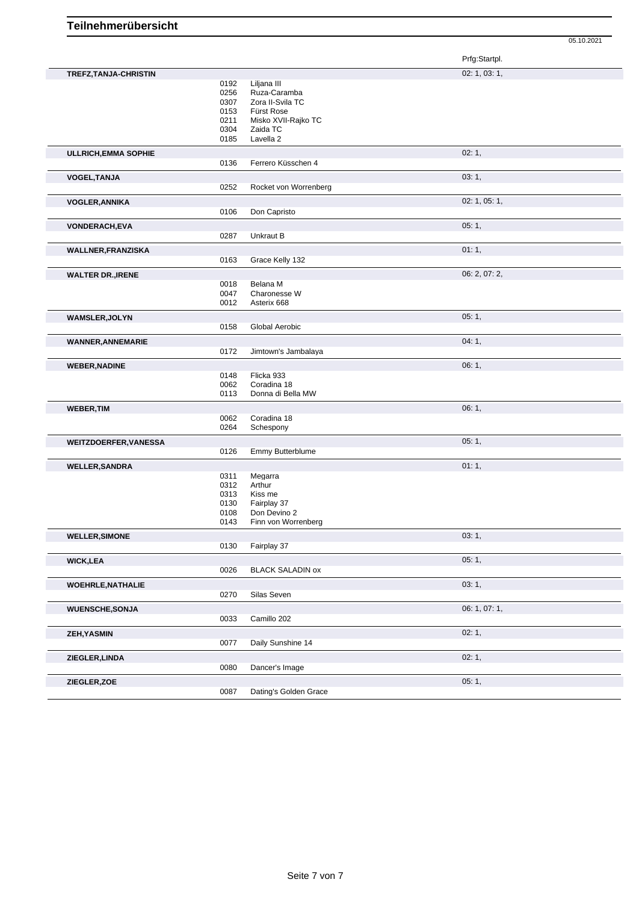# Teilnehmerübersicht

05.10.2021

| Name | Nr. | Pferd | Prfg:Startpl. |
|---|---|---|---|
| **TREFZ,TANJA-CHRISTIN** | | | 02: 1, 03: 1, |
| | 0192 | Liljana III | |
| | 0256 | Ruza-Caramba | |
| | 0307 | Zora II-Svila TC | |
| | 0153 | Fürst Rose | |
| | 0211 | Misko XVII-Rajko TC | |
| | 0304 | Zaida TC | |
| | 0185 | Lavella 2 | |
| **ULLRICH,EMMA SOPHIE** | | | 02: 1, |
| | 0136 | Ferrero Küsschen 4 | |
| **VOGEL,TANJA** | | | 03: 1, |
| | 0252 | Rocket von Worrenberg | |
| **VOGLER,ANNIKA** | | | 02: 1, 05: 1, |
| | 0106 | Don Capristo | |
| **VONDERACH,EVA** | | | 05: 1, |
| | 0287 | Unkraut B | |
| **WALLNER,FRANZISKA** | | | 01: 1, |
| | 0163 | Grace Kelly 132 | |
| **WALTER DR.,IRENE** | | | 06: 2, 07: 2, |
| | 0018 | Belana M | |
| | 0047 | Charonesse W | |
| | 0012 | Asterix 668 | |
| **WAMSLER,JOLYN** | | | 05: 1, |
| | 0158 | Global Aerobic | |
| **WANNER,ANNEMARIE** | | | 04: 1, |
| | 0172 | Jimtown's Jambalaya | |
| **WEBER,NADINE** | | | 06: 1, |
| | 0148 | Flicka 933 | |
| | 0062 | Coradina 18 | |
| | 0113 | Donna di Bella MW | |
| **WEBER,TIM** | | | 06: 1, |
| | 0062 | Coradina 18 | |
| | 0264 | Schespony | |
| **WEITZDOERFER,VANESSA** | | | 05: 1, |
| | 0126 | Emmy Butterblume | |
| **WELLER,SANDRA** | | | 01: 1, |
| | 0311 | Megarra | |
| | 0312 | Arthur | |
| | 0313 | Kiss me | |
| | 0130 | Fairplay 37 | |
| | 0108 | Don Devino 2 | |
| | 0143 | Finn von Worrenberg | |
| **WELLER,SIMONE** | | | 03: 1, |
| | 0130 | Fairplay 37 | |
| **WICK,LEA** | | | 05: 1, |
| | 0026 | BLACK SALADIN ox | |
| **WOEHRLE,NATHALIE** | | | 03: 1, |
| | 0270 | Silas Seven | |
| **WUENSCHE,SONJA** | | | 06: 1, 07: 1, |
| | 0033 | Camillo 202 | |
| **ZEH,YASMIN** | | | 02: 1, |
| | 0077 | Daily Sunshine 14 | |
| **ZIEGLER,LINDA** | | | 02: 1, |
| | 0080 | Dancer's Image | |
| **ZIEGLER,ZOE** | | | 05: 1, |
| | 0087 | Dating's Golden Grace | |